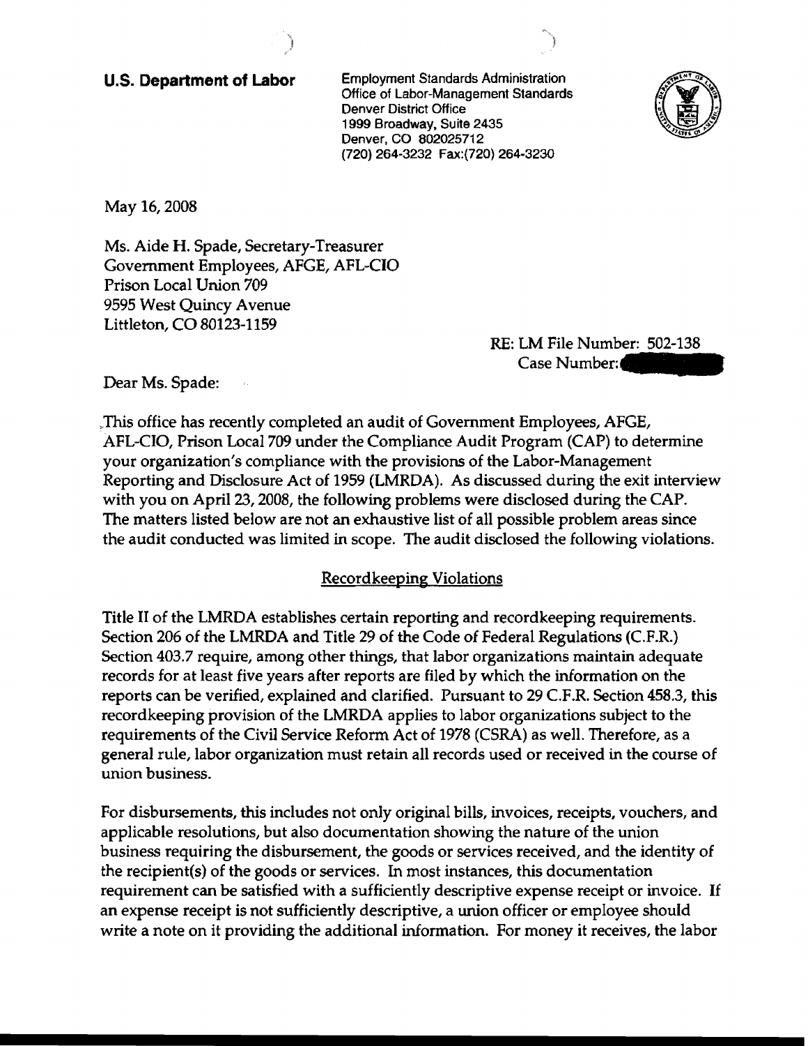**U.S. Department of Labor**

Employment Standards Administration
Office of Labor-Management Standards
Denver District Office
1999 Broadway, Suite 2435
Denver, CO 802025712
(720) 264-3232 Fax:(720) 264-3230

May 16, 2008

Ms. Aide H. Spade, Secretary-Treasurer
Government Employees, AFGE, AFL-CIO
Prison Local Union 709
9595 West Quincy Avenue
Littleton, CO 80123-1159

RE: LM File Number: 502-138
Case Number:

Dear Ms. Spade:

This office has recently completed an audit of Government Employees, AFGE, AFL-CIO, Prison Local 709 under the Compliance Audit Program (CAP) to determine your organization's compliance with the provisions of the Labor-Management Reporting and Disclosure Act of 1959 (LMRDA). As discussed during the exit interview with you on April 23, 2008, the following problems were disclosed during the CAP. The matters listed below are not an exhaustive list of all possible problem areas since the audit conducted was limited in scope. The audit disclosed the following violations.

## Recordkeeping Violations

Title II of the LMRDA establishes certain reporting and recordkeeping requirements. Section 206 of the LMRDA and Title 29 of the Code of Federal Regulations (C.F.R.) Section 403.7 require, among other things, that labor organizations maintain adequate records for at least five years after reports are filed by which the information on the reports can be verified, explained and clarified. Pursuant to 29 C.F.R. Section 458.3, this recordkeeping provision of the LMRDA applies to labor organizations subject to the requirements of the Civil Service Reform Act of 1978 (CSRA) as well. Therefore, as a general rule, labor organization must retain all records used or received in the course of union business.

For disbursements, this includes not only original bills, invoices, receipts, vouchers, and applicable resolutions, but also documentation showing the nature of the union business requiring the disbursement, the goods or services received, and the identity of the recipient(s) of the goods or services. In most instances, this documentation requirement can be satisfied with a sufficiently descriptive expense receipt or invoice. If an expense receipt is not sufficiently descriptive, a union officer or employee should write a note on it providing the additional information. For money it receives, the labor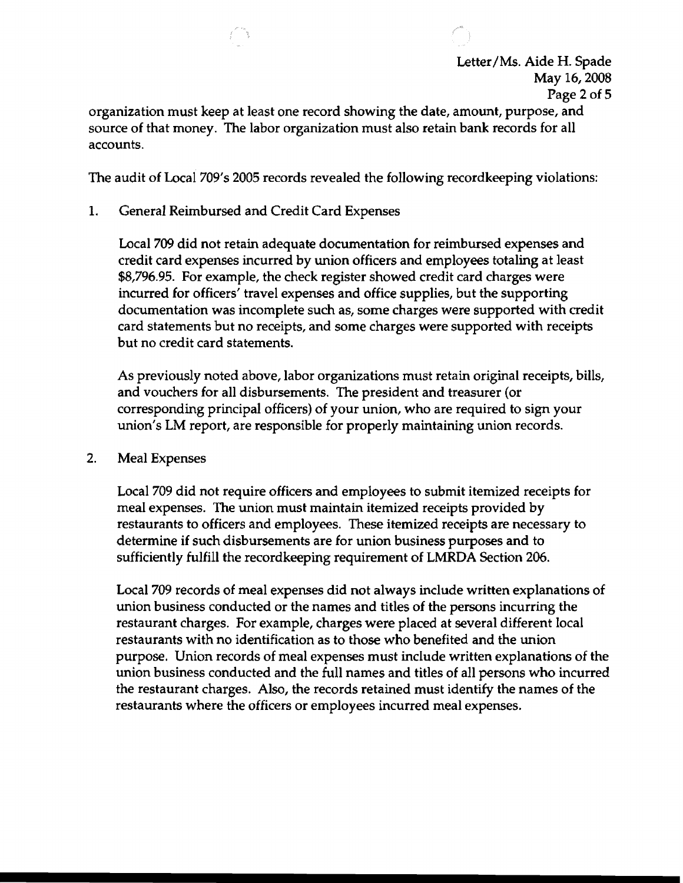organization must keep at least one record showing the date, amount, purpose, and source of that money. The labor organization must also retain bank records for all accounts.

The audit of Local 709's 2005 records revealed the following recordkeeping violations:

1. General Reimbursed and Credit Card Expenses

   Local 709 did not retain adequate documentation for reimbursed expenses and credit card expenses incurred by union officers and employees totaling at least $8,796.95. For example, the check register showed credit card charges were incurred for officers' travel expenses and office supplies, but the supporting documentation was incomplete such as, some charges were supported with credit card statements but no receipts, and some charges were supported with receipts but no credit card statements.

   As previously noted above, labor organizations must retain original receipts, bills, and vouchers for all disbursements. The president and treasurer (or corresponding principal officers) of your union, who are required to sign your union's LM report, are responsible for properly maintaining union records.

2. Meal Expenses

   Local 709 did not require officers and employees to submit itemized receipts for meal expenses. The union must maintain itemized receipts provided by restaurants to officers and employees. These itemized receipts are necessary to determine if such disbursements are for union business purposes and to sufficiently fulfill the recordkeeping requirement of LMRDA Section 206.

   Local 709 records of meal expenses did not always include written explanations of union business conducted or the names and titles of the persons incurring the restaurant charges. For example, charges were placed at several different local restaurants with no identification as to those who benefited and the union purpose. Union records of meal expenses must include written explanations of the union business conducted and the full names and titles of all persons who incurred the restaurant charges. Also, the records retained must identify the names of the restaurants where the officers or employees incurred meal expenses.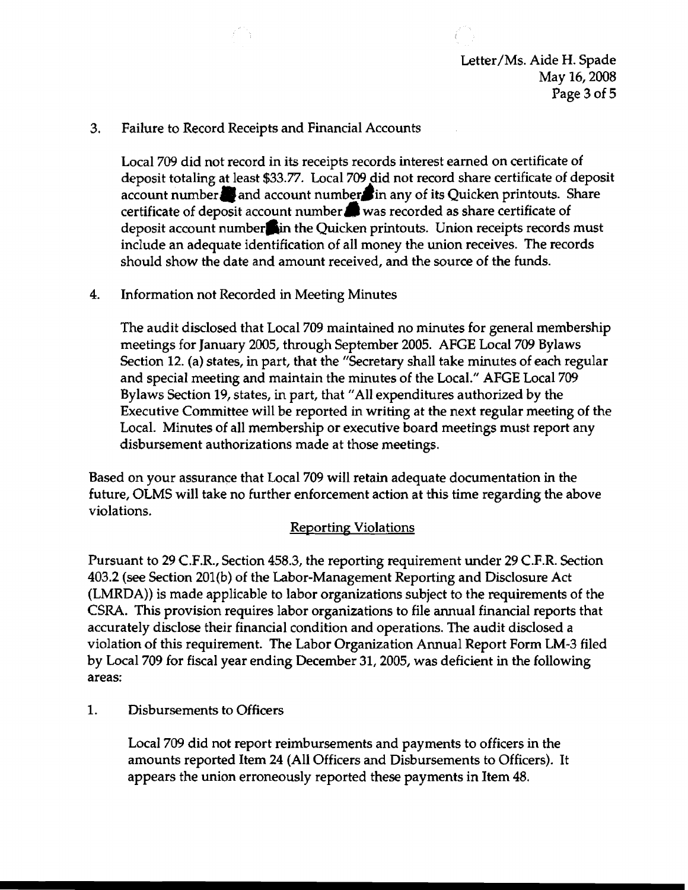3. Failure to Record Receipts and Financial Accounts

   Local 709 did not record in its receipts records interest earned on certificate of deposit totaling at least $33.77. Local 709 did not record share certificate of deposit account number ■ and account number ■ in any of its Quicken printouts. Share certificate of deposit account number ■ was recorded as share certificate of deposit account number ■ in the Quicken printouts. Union receipts records must include an adequate identification of all money the union receives. The records should show the date and amount received, and the source of the funds.

4. Information not Recorded in Meeting Minutes

   The audit disclosed that Local 709 maintained no minutes for general membership meetings for January 2005, through September 2005. AFGE Local 709 Bylaws Section 12. (a) states, in part, that the "Secretary shall take minutes of each regular and special meeting and maintain the minutes of the Local." AFGE Local 709 Bylaws Section 19, states, in part, that "All expenditures authorized by the Executive Committee will be reported in writing at the next regular meeting of the Local. Minutes of all membership or executive board meetings must report any disbursement authorizations made at those meetings.

Based on your assurance that Local 709 will retain adequate documentation in the future, OLMS will take no further enforcement action at this time regarding the above violations.

## Reporting Violations

Pursuant to 29 C.F.R., Section 458.3, the reporting requirement under 29 C.F.R. Section 403.2 (see Section 201(b) of the Labor-Management Reporting and Disclosure Act (LMRDA)) is made applicable to labor organizations subject to the requirements of the CSRA. This provision requires labor organizations to file annual financial reports that accurately disclose their financial condition and operations. The audit disclosed a violation of this requirement. The Labor Organization Annual Report Form LM-3 filed by Local 709 for fiscal year ending December 31, 2005, was deficient in the following areas:

1. Disbursements to Officers

   Local 709 did not report reimbursements and payments to officers in the amounts reported Item 24 (All Officers and Disbursements to Officers). It appears the union erroneously reported these payments in Item 48.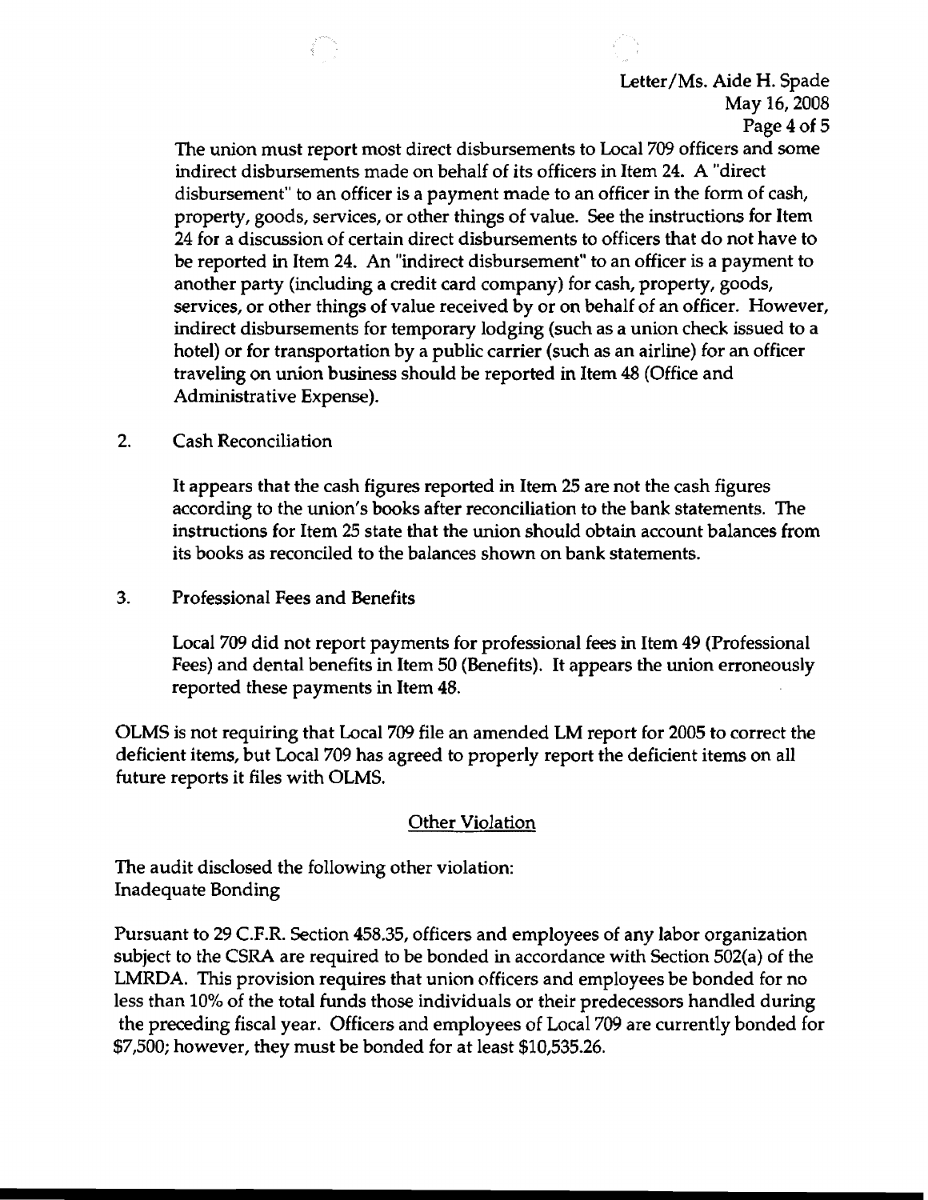The union must report most direct disbursements to Local 709 officers and some indirect disbursements made on behalf of its officers in Item 24. A "direct disbursement" to an officer is a payment made to an officer in the form of cash, property, goods, services, or other things of value. See the instructions for Item 24 for a discussion of certain direct disbursements to officers that do not have to be reported in Item 24. An "indirect disbursement" to an officer is a payment to another party (including a credit card company) for cash, property, goods, services, or other things of value received by or on behalf of an officer. However, indirect disbursements for temporary lodging (such as a union check issued to a hotel) or for transportation by a public carrier (such as an airline) for an officer traveling on union business should be reported in Item 48 (Office and Administrative Expense).

2. Cash Reconciliation

   It appears that the cash figures reported in Item 25 are not the cash figures according to the union's books after reconciliation to the bank statements. The instructions for Item 25 state that the union should obtain account balances from its books as reconciled to the balances shown on bank statements.

3. Professional Fees and Benefits

   Local 709 did not report payments for professional fees in Item 49 (Professional Fees) and dental benefits in Item 50 (Benefits). It appears the union erroneously reported these payments in Item 48.

OLMS is not requiring that Local 709 file an amended LM report for 2005 to correct the deficient items, but Local 709 has agreed to properly report the deficient items on all future reports it files with OLMS.

## Other Violation

The audit disclosed the following other violation:
Inadequate Bonding

Pursuant to 29 C.F.R. Section 458.35, officers and employees of any labor organization subject to the CSRA are required to be bonded in accordance with Section 502(a) of the LMRDA. This provision requires that union officers and employees be bonded for no less than 10% of the total funds those individuals or their predecessors handled during the preceding fiscal year. Officers and employees of Local 709 are currently bonded for $7,500; however, they must be bonded for at least $10,535.26.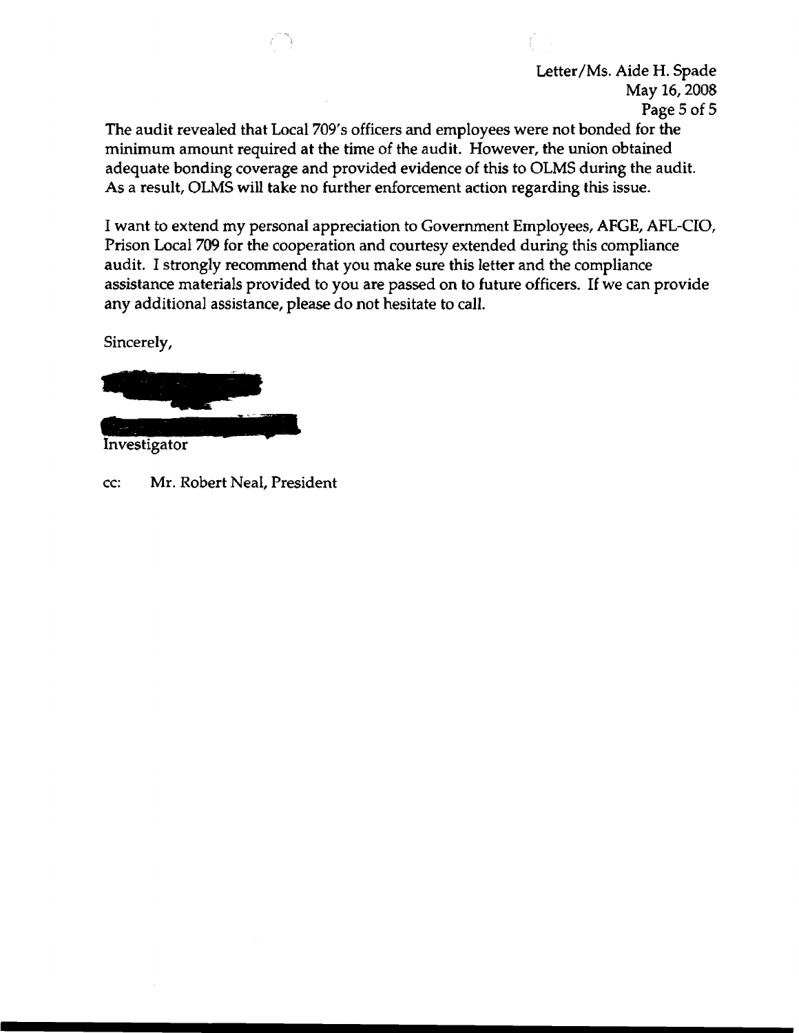The audit revealed that Local 709's officers and employees were not bonded for the minimum amount required at the time of the audit. However, the union obtained adequate bonding coverage and provided evidence of this to OLMS during the audit. As a result, OLMS will take no further enforcement action regarding this issue.

I want to extend my personal appreciation to Government Employees, AFGE, AFL-CIO, Prison Local 709 for the cooperation and courtesy extended during this compliance audit. I strongly recommend that you make sure this letter and the compliance assistance materials provided to you are passed on to future officers. If we can provide any additional assistance, please do not hesitate to call.

Sincerely,

Investigator

cc: Mr. Robert Neal, President